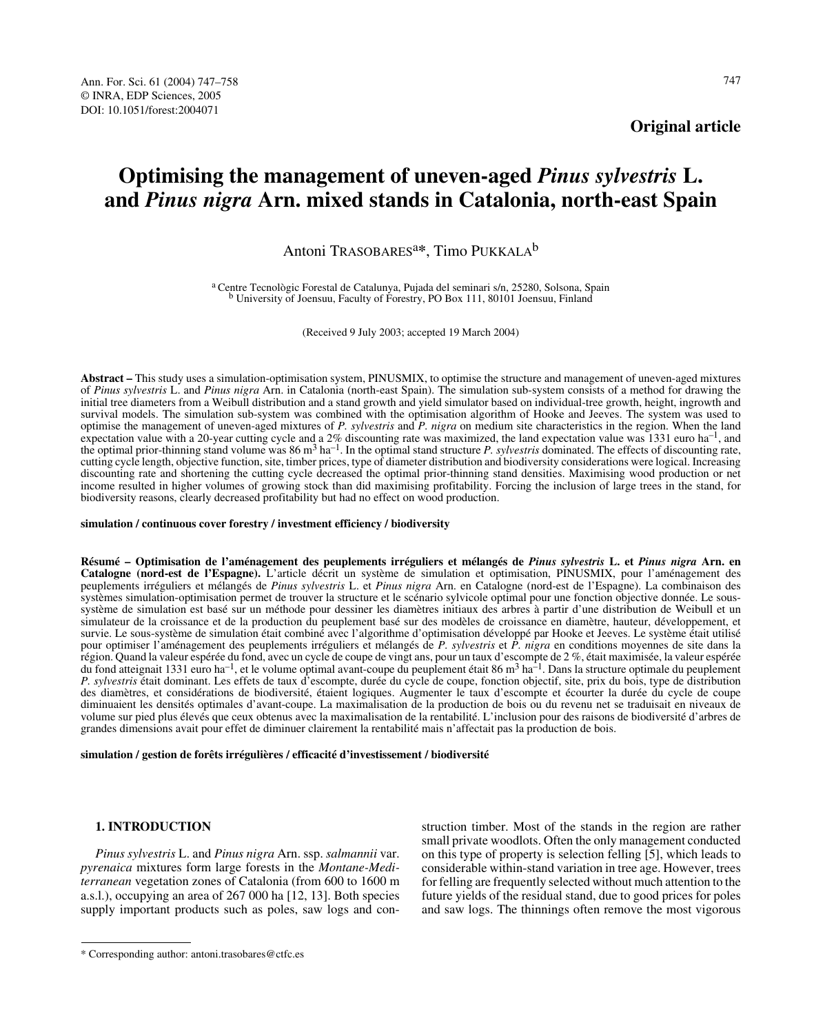**Original article**

# Optimising the management of uneven-aged *Pinus sylvestris* L. and *Pinus nigra* Arn. mixed stands in Catalonia, north-east Spain

Antoni TRASOBARES[a]*, Timo PUKKALA[b]

[a] Centre Tecnològic Forestal de Catalunya, Pujada del seminari s/n, 25280, Solsona, Spain
[b] University of Joensuu, Faculty of Forestry, PO Box 111, 80101 Joensuu, Finland

(Received 9 July 2003; accepted 19 March 2004)

**Abstract –** This study uses a simulation-optimisation system, PINUSMIX, to optimise the structure and management of uneven-aged mixtures of *Pinus sylvestris* L. and *Pinus nigra* Arn. in Catalonia (north-east Spain). The simulation sub-system consists of a method for drawing the initial tree diameters from a Weibull distribution and a stand growth and yield simulator based on individual-tree growth, height, ingrowth and survival models. The simulation sub-system was combined with the optimisation algorithm of Hooke and Jeeves. The system was used to optimise the management of uneven-aged mixtures of *P. sylvestris* and *P. nigra* on medium site characteristics in the region. When the land expectation value with a 20-year cutting cycle and a 2% discounting rate was maximized, the land expectation value was 1331 euro ha$^{-1}$, and the optimal prior-thinning stand volume was 86 m$^3$ ha$^{-1}$. In the optimal stand structure *P. sylvestris* dominated. The effects of discounting rate, cutting cycle length, objective function, site, timber prices, type of diameter distribution and biodiversity considerations were logical. Increasing discounting rate and shortening the cutting cycle decreased the optimal prior-thinning stand densities. Maximising wood production or net income resulted in higher volumes of growing stock than did maximising profitability. Forcing the inclusion of large trees in the stand, for biodiversity reasons, clearly decreased profitability but had no effect on wood production.

**simulation / continuous cover forestry / investment efficiency / biodiversity**

**Résumé – Optimisation de l'aménagement des peuplements irréguliers et mélangés de *Pinus sylvestris* L. et *Pinus nigra* Arn. en Catalogne (nord-est de l'Espagne).** L'article décrit un système de simulation et optimisation, PINUSMIX, pour l'aménagement des peuplements irréguliers et mélangés de *Pinus sylvestris* L. et *Pinus nigra* Arn. en Catalogne (nord-est de l'Espagne). La combinaison des systèmes simulation-optimisation permet de trouver la structure et le scénario sylvicole optimal pour une fonction objective donnée. Le sous-système de simulation est basé sur un méthode pour dessiner les diamètres initiaux des arbres à partir d'une distribution de Weibull et un simulateur de la croissance et de la production du peuplement basé sur des modèles de croissance en diamètre, hauteur, développement, et survie. Le sous-système de simulation était combiné avec l'algorithme d'optimisation développé par Hooke et Jeeves. Le système était utilisé pour optimiser l'aménagement des peuplements irréguliers et mélangés de *P. sylvestris* et *P. nigra* en conditions moyennes de site dans la région. Quand la valeur espérée du fond, avec un cycle de coupe de vingt ans, pour un taux d'escompte de 2 %, était maximisée, la valeur espérée du fond atteignait 1331 euro ha$^{-1}$, et le volume optimal avant-coupe du peuplement était 86 m$^3$ ha$^{-1}$. Dans la structure optimale du peuplement *P. sylvestris* était dominant. Les effets de taux d'escompte, durée du cycle de coupe, fonction objectif, site, prix du bois, type de distribution des diamètres, et considérations de biodiversité, étaient logiques. Augmenter le taux d'escompte et écourter la durée du cycle de coupe diminuaient les densités optimales d'avant-coupe. La maximalisation de la production de bois ou du revenu net se traduisait en niveaux de volume sur pied plus élevés que ceux obtenus avec la maximalisation de la rentabilité. L'inclusion pour des raisons de biodiversité d'arbres de grandes dimensions avait pour effet de diminuer clairement la rentabilité mais n'affectait pas la production de bois.

**simulation / gestion de forêts irrégulières / efficacité d'investissement / biodiversité**

## 1. INTRODUCTION

*Pinus sylvestris* L. and *Pinus nigra* Arn. ssp. *salmannii* var. *pyrenaica* mixtures form large forests in the *Montane-Mediterranean* vegetation zones of Catalonia (from 600 to 1600 m a.s.l.), occupying an area of 267 000 ha [12, 13]. Both species supply important products such as poles, saw logs and construction timber. Most of the stands in the region are rather small private woodlots. Often the only management conducted on this type of property is selection felling [5], which leads to considerable within-stand variation in tree age. However, trees for felling are frequently selected without much attention to the future yields of the residual stand, due to good prices for poles and saw logs. The thinnings often remove the most vigorous

* Corresponding author: antoni.trasobares@ctfc.es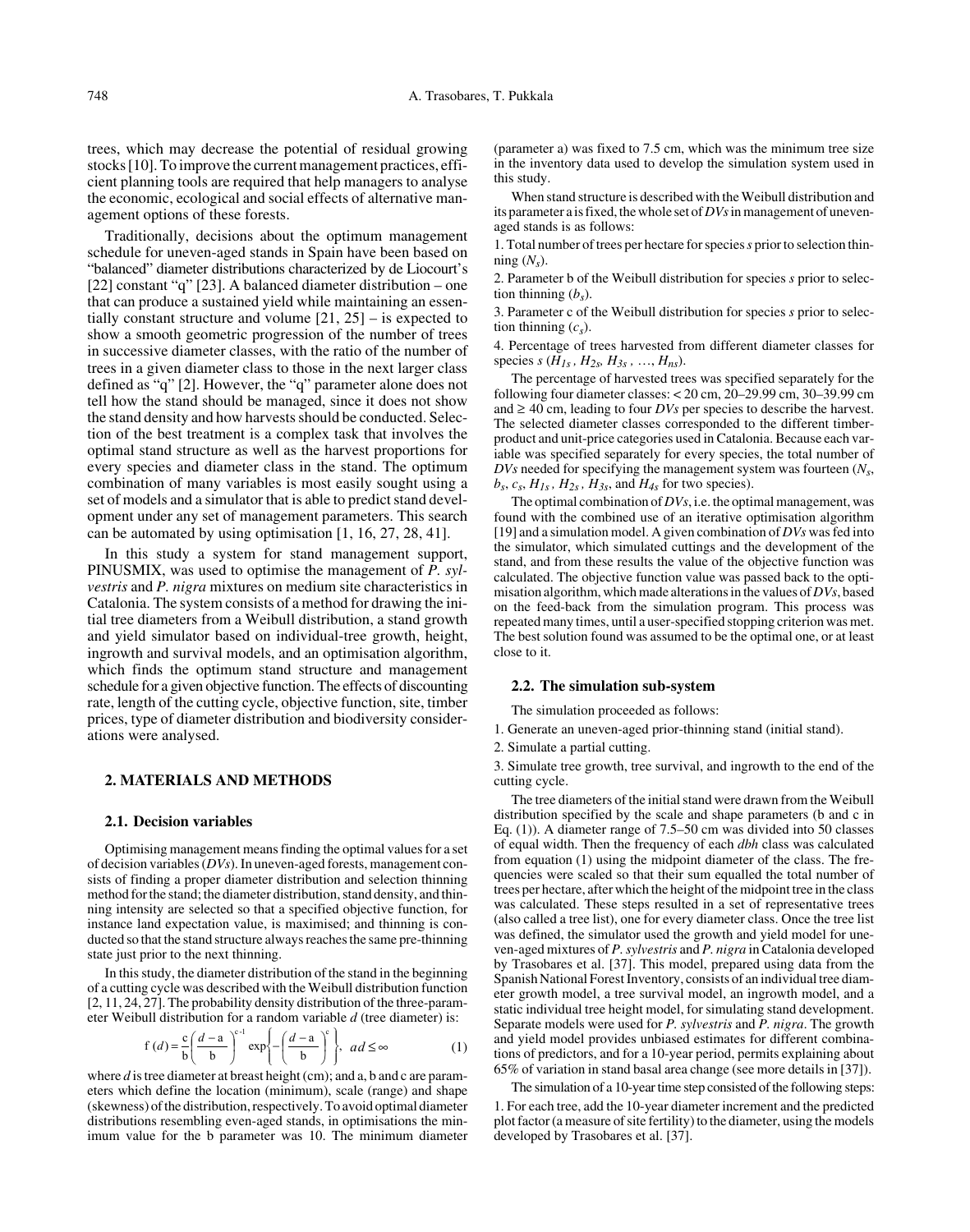trees, which may decrease the potential of residual growing stocks [10]. To improve the current management practices, efficient planning tools are required that help managers to analyse the economic, ecological and social effects of alternative management options of these forests.

Traditionally, decisions about the optimum management schedule for uneven-aged stands in Spain have been based on "balanced" diameter distributions characterized by de Liocourt's [22] constant "q" [23]. A balanced diameter distribution – one that can produce a sustained yield while maintaining an essentially constant structure and volume [21, 25] – is expected to show a smooth geometric progression of the number of trees in successive diameter classes, with the ratio of the number of trees in a given diameter class to those in the next larger class defined as "q" [2]. However, the "q" parameter alone does not tell how the stand should be managed, since it does not show the stand density and how harvests should be conducted. Selection of the best treatment is a complex task that involves the optimal stand structure as well as the harvest proportions for every species and diameter class in the stand. The optimum combination of many variables is most easily sought using a set of models and a simulator that is able to predict stand development under any set of management parameters. This search can be automated by using optimisation [1, 16, 27, 28, 41].

In this study a system for stand management support, PINUSMIX, was used to optimise the management of *P. sylvestris* and *P. nigra* mixtures on medium site characteristics in Catalonia. The system consists of a method for drawing the initial tree diameters from a Weibull distribution, a stand growth and yield simulator based on individual-tree growth, height, ingrowth and survival models, and an optimisation algorithm, which finds the optimum stand structure and management schedule for a given objective function. The effects of discounting rate, length of the cutting cycle, objective function, site, timber prices, type of diameter distribution and biodiversity considerations were analysed.

## 2. MATERIALS AND METHODS

### 2.1. Decision variables

Optimising management means finding the optimal values for a set of decision variables (*DVs*). In uneven-aged forests, management consists of finding a proper diameter distribution and selection thinning method for the stand; the diameter distribution, stand density, and thinning intensity are selected so that a specified objective function, for instance land expectation value, is maximised; and thinning is conducted so that the stand structure always reaches the same pre-thinning state just prior to the next thinning.

In this study, the diameter distribution of the stand in the beginning of a cutting cycle was described with the Weibull distribution function [2, 11, 24, 27]. The probability density distribution of the three-parameter Weibull distribution for a random variable *d* (tree diameter) is:

$$f(d) = \frac{c}{b}\left(\frac{d-a}{b}\right)^{c-1} \exp\left\{-\left(\frac{d-a}{b}\right)^{c}\right\}, \quad ad \leq \infty \tag{1}$$

where *d* is tree diameter at breast height (cm); and a, b and c are parameters which define the location (minimum), scale (range) and shape (skewness) of the distribution, respectively. To avoid optimal diameter distributions resembling even-aged stands, in optimisations the minimum value for the b parameter was 10. The minimum diameter (parameter a) was fixed to 7.5 cm, which was the minimum tree size in the inventory data used to develop the simulation system used in this study.

When stand structure is described with the Weibull distribution and its parameter a is fixed, the whole set of *DVs* in management of uneven-aged stands is as follows:

1. Total number of trees per hectare for species *s* prior to selection thinning ($N_s$).

2. Parameter b of the Weibull distribution for species *s* prior to selection thinning ($b_s$).

3. Parameter c of the Weibull distribution for species *s* prior to selection thinning ($c_s$).

4. Percentage of trees harvested from different diameter classes for species *s* ($H_{1s}$, $H_{2s}$, $H_{3s}$, …, $H_{ns}$).

The percentage of harvested trees was specified separately for the following four diameter classes: < 20 cm, 20–29.99 cm, 30–39.99 cm and ≥ 40 cm, leading to four *DVs* per species to describe the harvest. The selected diameter classes corresponded to the different timber-product and unit-price categories used in Catalonia. Because each variable was specified separately for every species, the total number of *DVs* needed for specifying the management system was fourteen ($N_s$, $b_s$, $c_s$, $H_{1s}$, $H_{2s}$, $H_{3s}$, and $H_{4s}$ for two species).

The optimal combination of *DVs*, i.e. the optimal management, was found with the combined use of an iterative optimisation algorithm [19] and a simulation model. A given combination of *DVs* was fed into the simulator, which simulated cuttings and the development of the stand, and from these results the value of the objective function was calculated. The objective function value was passed back to the optimisation algorithm, which made alterations in the values of *DVs*, based on the feed-back from the simulation program. This process was repeated many times, until a user-specified stopping criterion was met. The best solution found was assumed to be the optimal one, or at least close to it.

### 2.2. The simulation sub-system

The simulation proceeded as follows:

1. Generate an uneven-aged prior-thinning stand (initial stand).

2. Simulate a partial cutting.

3. Simulate tree growth, tree survival, and ingrowth to the end of the cutting cycle.

The tree diameters of the initial stand were drawn from the Weibull distribution specified by the scale and shape parameters (b and c in Eq. (1)). A diameter range of 7.5–50 cm was divided into 50 classes of equal width. Then the frequency of each *dbh* class was calculated from equation (1) using the midpoint diameter of the class. The frequencies were scaled so that their sum equalled the total number of trees per hectare, after which the height of the midpoint tree in the class was calculated. These steps resulted in a set of representative trees (also called a tree list), one for every diameter class. Once the tree list was defined, the simulator used the growth and yield model for uneven-aged mixtures of *P. sylvestris* and *P. nigra* in Catalonia developed by Trasobares et al. [37]. This model, prepared using data from the Spanish National Forest Inventory, consists of an individual tree diameter growth model, a tree survival model, an ingrowth model, and a static individual tree height model, for simulating stand development. Separate models were used for *P. sylvestris* and *P. nigra*. The growth and yield model provides unbiased estimates for different combinations of predictors, and for a 10-year period, permits explaining about 65% of variation in stand basal area change (see more details in [37]).

The simulation of a 10-year time step consisted of the following steps:

1. For each tree, add the 10-year diameter increment and the predicted plot factor (a measure of site fertility) to the diameter, using the models developed by Trasobares et al. [37].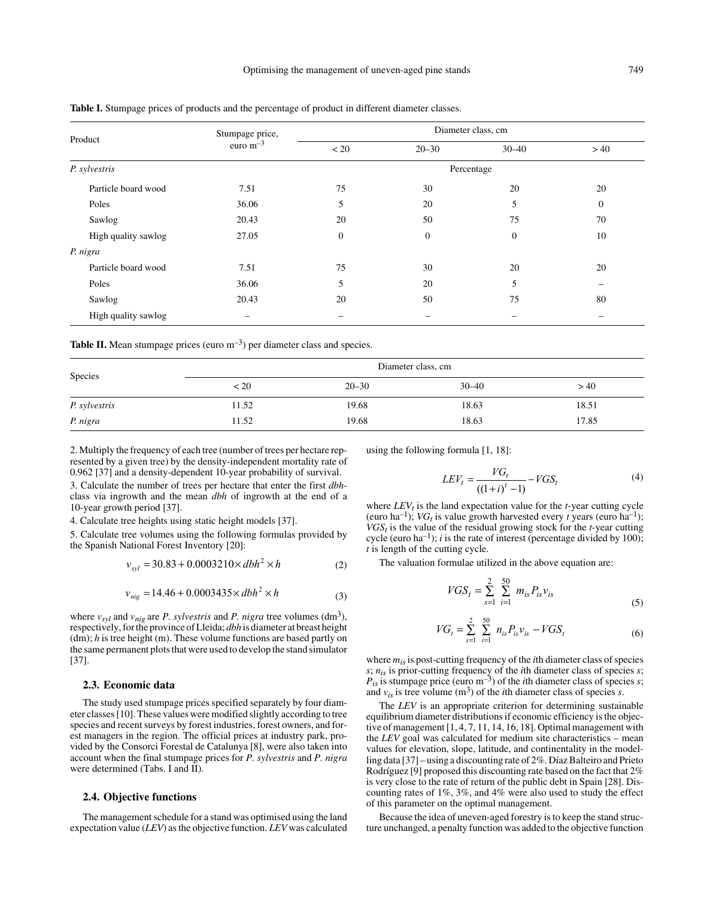**Table I.** Stumpage prices of products and the percentage of product in different diameter classes.

| Product | Stumpage price, euro m$^{-3}$ | Diameter class, cm | | | |
|---|---|---|---|---|---|
| | | < 20 | 20–30 | 30–40 | > 40 |
| *P. sylvestris* | | Percentage | | | |
| Particle board wood | 7.51 | 75 | 30 | 20 | 20 |
| Poles | 36.06 | 5 | 20 | 5 | 0 |
| Sawlog | 20.43 | 20 | 50 | 75 | 70 |
| High quality sawlog | 27.05 | 0 | 0 | 0 | 10 |
| *P. nigra* | | | | | |
| Particle board wood | 7.51 | 75 | 30 | 20 | 20 |
| Poles | 36.06 | 5 | 20 | 5 | – |
| Sawlog | 20.43 | 20 | 50 | 75 | 80 |
| High quality sawlog | – | – | – | – | – |

**Table II.** Mean stumpage prices (euro m$^{-3}$) per diameter class and species.

| Species | Diameter class, cm | | | |
|---|---|---|---|---|
| | < 20 | 20–30 | 30–40 | > 40 |
| *P. sylvestris* | 11.52 | 19.68 | 18.63 | 18.51 |
| *P. nigra* | 11.52 | 19.68 | 18.63 | 17.85 |

2. Multiply the frequency of each tree (number of trees per hectare represented by a given tree) by the density-independent mortality rate of 0.962 [37] and a density-dependent 10-year probability of survival.

3. Calculate the number of trees per hectare that enter the first *dbh*-class via ingrowth and the mean *dbh* of ingrowth at the end of a 10-year growth period [37].

4. Calculate tree heights using static height models [37].

5. Calculate tree volumes using the following formulas provided by the Spanish National Forest Inventory [20]:

$$v_{syl} = 30.83 + 0.0003210 \times dbh^2 \times h \tag{2}$$

$$v_{nig} = 14.46 + 0.0003435 \times dbh^2 \times h \tag{3}$$

where $v_{syl}$ and $v_{nig}$ are *P. sylvestris* and *P. nigra* tree volumes (dm$^3$), respectively, for the province of Lleida; *dbh* is diameter at breast height (dm); *h* is tree height (m). These volume functions are based partly on the same permanent plots that were used to develop the stand simulator [37].

### 2.3. Economic data

The study used stumpage prices specified separately by four diameter classes [10]. These values were modified slightly according to tree species and recent surveys by forest industries, forest owners, and forest managers in the region. The official prices at industry park, provided by the Consorci Forestal de Catalunya [8], were also taken into account when the final stumpage prices for *P. sylvestris* and *P. nigra* were determined (Tabs. I and II).

### 2.4. Objective functions

The management schedule for a stand was optimised using the land expectation value (*LEV*) as the objective function. *LEV* was calculated using the following formula [1, 18]:

$$LEV_t = \frac{VG_t}{((1+i)^t - 1)} - VGS_t \tag{4}$$

where $LEV_t$ is the land expectation value for the *t*-year cutting cycle (euro ha$^{-1}$); $VG_t$ is value growth harvested every *t* years (euro ha$^{-1}$); $VGS_t$ is the value of the residual growing stock for the *t*-year cutting cycle (euro ha$^{-1}$); *i* is the rate of interest (percentage divided by 100); *t* is length of the cutting cycle.

The valuation formulae utilized in the above equation are:

$$VGS_t = \sum_{s=1}^{2} \sum_{i=1}^{50} m_{is} P_{is} v_{is} \tag{5}$$

$$VG_t = \sum_{s=1}^{2} \sum_{i=1}^{50} n_{is} P_{is} v_{is} - VGS_t \tag{6}$$

where $m_{is}$ is post-cutting frequency of the *i*th diameter class of species *s*; $n_{is}$ is prior-cutting frequency of the *i*th diameter class of species *s*; $P_{is}$ is stumpage price (euro m$^{-3}$) of the *i*th diameter class of species *s*; and $v_{is}$ is tree volume (m$^3$) of the *i*th diameter class of species *s*.

The *LEV* is an appropriate criterion for determining sustainable equilibrium diameter distributions if economic efficiency is the objective of management [1, 4, 7, 11, 14, 16, 18]. Optimal management with the *LEV* goal was calculated for medium site characteristics – mean values for elevation, slope, latitude, and continentality in the modelling data [37] – using a discounting rate of 2%. Díaz Balteiro and Prieto Rodríguez [9] proposed this discounting rate based on the fact that 2% is very close to the rate of return of the public debt in Spain [28]. Discounting rates of 1%, 3%, and 4% were also used to study the effect of this parameter on the optimal management.

Because the idea of uneven-aged forestry is to keep the stand structure unchanged, a penalty function was added to the objective function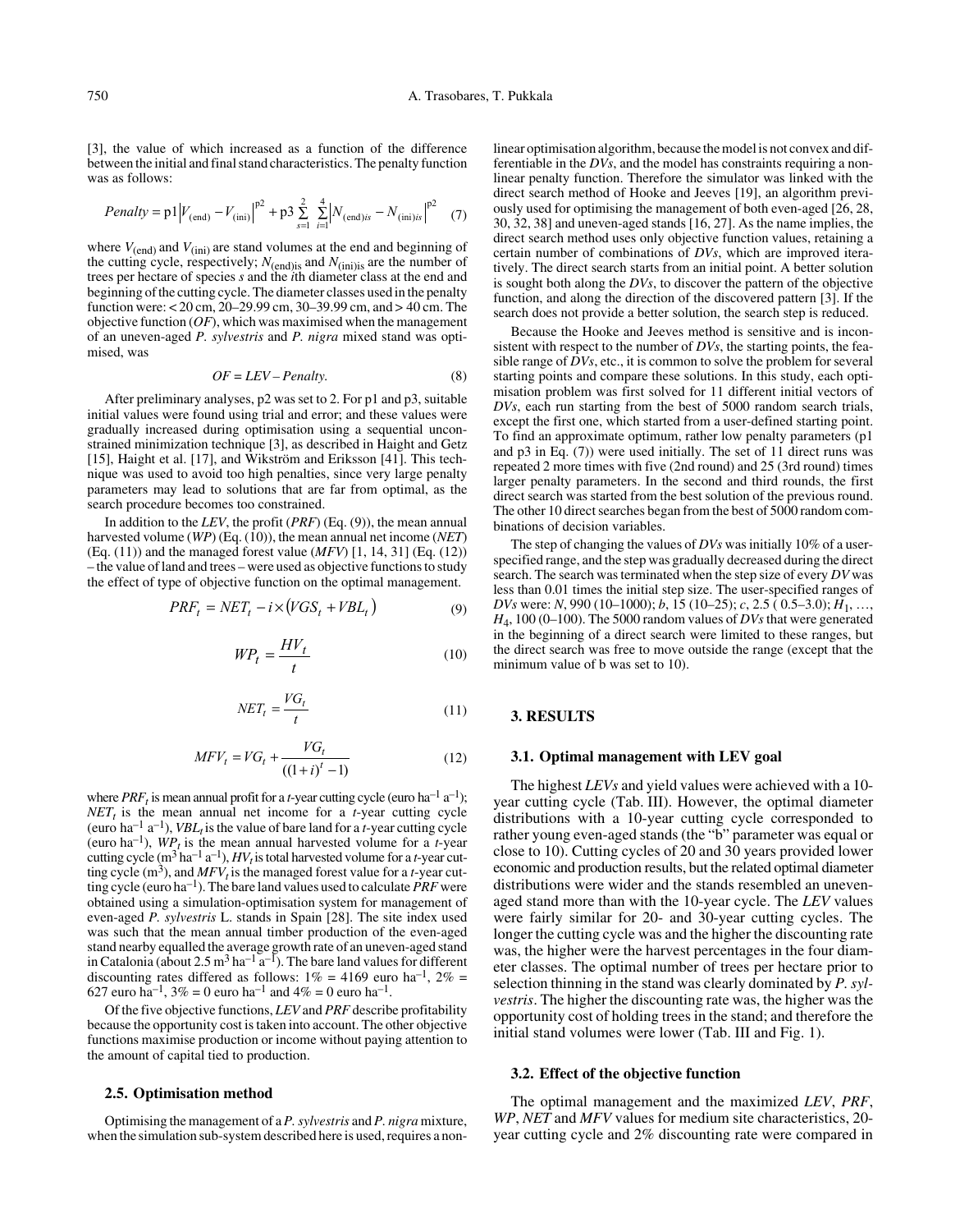[3], the value of which increased as a function of the difference between the initial and final stand characteristics. The penalty function was as follows:

$$Penalty = p1\left|V_{(end)} - V_{(ini)}\right|^{p2} + p3\sum_{s=1}^{2}\sum_{i=1}^{4}\left|N_{(end)is} - N_{(ini)is}\right|^{p2} \quad (7)$$

where $V_{(end)}$ and $V_{(ini)}$ are stand volumes at the end and beginning of the cutting cycle, respectively; $N_{(end)is}$ and $N_{(ini)is}$ are the number of trees per hectare of species *s* and the *i*th diameter class at the end and beginning of the cutting cycle. The diameter classes used in the penalty function were: < 20 cm, 20–29.99 cm, 30–39.99 cm, and > 40 cm. The objective function (*OF*), which was maximised when the management of an uneven-aged *P. sylvestris* and *P. nigra* mixed stand was optimised, was

$$OF = LEV - Penalty. \quad (8)$$

After preliminary analyses, p2 was set to 2. For p1 and p3, suitable initial values were found using trial and error; and these values were gradually increased during optimisation using a sequential unconstrained minimization technique [3], as described in Haight and Getz [15], Haight et al. [17], and Wikström and Eriksson [41]. This technique was used to avoid too high penalties, since very large penalty parameters may lead to solutions that are far from optimal, as the search procedure becomes too constrained.

In addition to the *LEV*, the profit (*PRF*) (Eq. (9)), the mean annual harvested volume (*WP*) (Eq. (10)), the mean annual net income (*NET*) (Eq. (11)) and the managed forest value (*MFV*) [1, 14, 31] (Eq. (12)) – the value of land and trees – were used as objective functions to study the effect of type of objective function on the optimal management.

$$PRF_t = NET_t - i \times \left(VGS_t + VBL_t\right) \quad (9)$$

$$WP_t = \frac{HV_t}{t} \quad (10)$$

$$NET_t = \frac{VG_t}{t} \quad (11)$$

$$MFV_t = VG_t + \frac{VG_t}{((1+i)^t - 1)} \quad (12)$$

where $PRF_t$ is mean annual profit for a *t*-year cutting cycle (euro ha$^{-1}$ a$^{-1}$); $NET_t$ is the mean annual net income for a *t*-year cutting cycle (euro ha$^{-1}$ a$^{-1}$), $VBL_t$ is the value of bare land for a *t*-year cutting cycle (euro ha$^{-1}$), $WP_t$ is the mean annual harvested volume for a *t*-year cutting cycle (m$^3$ ha$^{-1}$ a$^{-1}$), $HV_t$ is total harvested volume for a *t*-year cutting cycle (m$^3$), and $MFV_t$ is the managed forest value for a *t*-year cutting cycle (euro ha$^{-1}$). The bare land values used to calculate *PRF* were obtained using a simulation-optimisation system for management of even-aged *P. sylvestris* L. stands in Spain [28]. The site index used was such that the mean annual timber production of the even-aged stand nearby equalled the average growth rate of an uneven-aged stand in Catalonia (about 2.5 m$^3$ ha$^{-1}$ a$^{-1}$). The bare land values for different discounting rates differed as follows: 1% = 4169 euro ha$^{-1}$, 2% = 627 euro ha$^{-1}$, 3% = 0 euro ha$^{-1}$ and 4% = 0 euro ha$^{-1}$.

Of the five objective functions, *LEV* and *PRF* describe profitability because the opportunity cost is taken into account. The other objective functions maximise production or income without paying attention to the amount of capital tied to production.

### 2.5. Optimisation method

Optimising the management of a *P. sylvestris* and *P. nigra* mixture, when the simulation sub-system described here is used, requires a non-linear optimisation algorithm, because the model is not convex and differentiable in the *DVs*, and the model has constraints requiring a non-linear penalty function. Therefore the simulator was linked with the direct search method of Hooke and Jeeves [19], an algorithm previously used for optimising the management of both even-aged [26, 28, 30, 32, 38] and uneven-aged stands [16, 27]. As the name implies, the direct search method uses only objective function values, retaining a certain number of combinations of *DVs*, which are improved iteratively. The direct search starts from an initial point. A better solution is sought both along the *DVs*, to discover the pattern of the objective function, and along the direction of the discovered pattern [3]. If the search does not provide a better solution, the search step is reduced.

Because the Hooke and Jeeves method is sensitive and is inconsistent with respect to the number of *DVs*, the starting points, the feasible range of *DVs*, etc., it is common to solve the problem for several starting points and compare these solutions. In this study, each optimisation problem was first solved for 11 different initial vectors of *DVs*, each run starting from the best of 5000 random search trials, except the first one, which started from a user-defined starting point. To find an approximate optimum, rather low penalty parameters (p1 and p3 in Eq. (7)) were used initially. The set of 11 direct runs was repeated 2 more times with five (2nd round) and 25 (3rd round) times larger penalty parameters. In the second and third rounds, the first direct search was started from the best solution of the previous round. The other 10 direct searches began from the best of 5000 random combinations of decision variables.

The step of changing the values of *DVs* was initially 10% of a user-specified range, and the step was gradually decreased during the direct search. The search was terminated when the step size of every *DV* was less than 0.01 times the initial step size. The user-specified ranges of *DVs* were: *N*, 990 (10–1000); *b*, 15 (10–25); *c*, 2.5 ( 0.5–3.0); $H_1$, …, $H_4$, 100 (0–100). The 5000 random values of *DVs* that were generated in the beginning of a direct search were limited to these ranges, but the direct search was free to move outside the range (except that the minimum value of b was set to 10).

## 3. RESULTS

### 3.1. Optimal management with LEV goal

The highest *LEVs* and yield values were achieved with a 10-year cutting cycle (Tab. III). However, the optimal diameter distributions with a 10-year cutting cycle corresponded to rather young even-aged stands (the "b" parameter was equal or close to 10). Cutting cycles of 20 and 30 years provided lower economic and production results, but the related optimal diameter distributions were wider and the stands resembled an uneven-aged stand more than with the 10-year cycle. The *LEV* values were fairly similar for 20- and 30-year cutting cycles. The longer the cutting cycle was and the higher the discounting rate was, the higher were the harvest percentages in the four diameter classes. The optimal number of trees per hectare prior to selection thinning in the stand was clearly dominated by *P. sylvestris*. The higher the discounting rate was, the higher was the opportunity cost of holding trees in the stand; and therefore the initial stand volumes were lower (Tab. III and Fig. 1).

### 3.2. Effect of the objective function

The optimal management and the maximized *LEV*, *PRF*, *WP*, *NET* and *MFV* values for medium site characteristics, 20-year cutting cycle and 2% discounting rate were compared in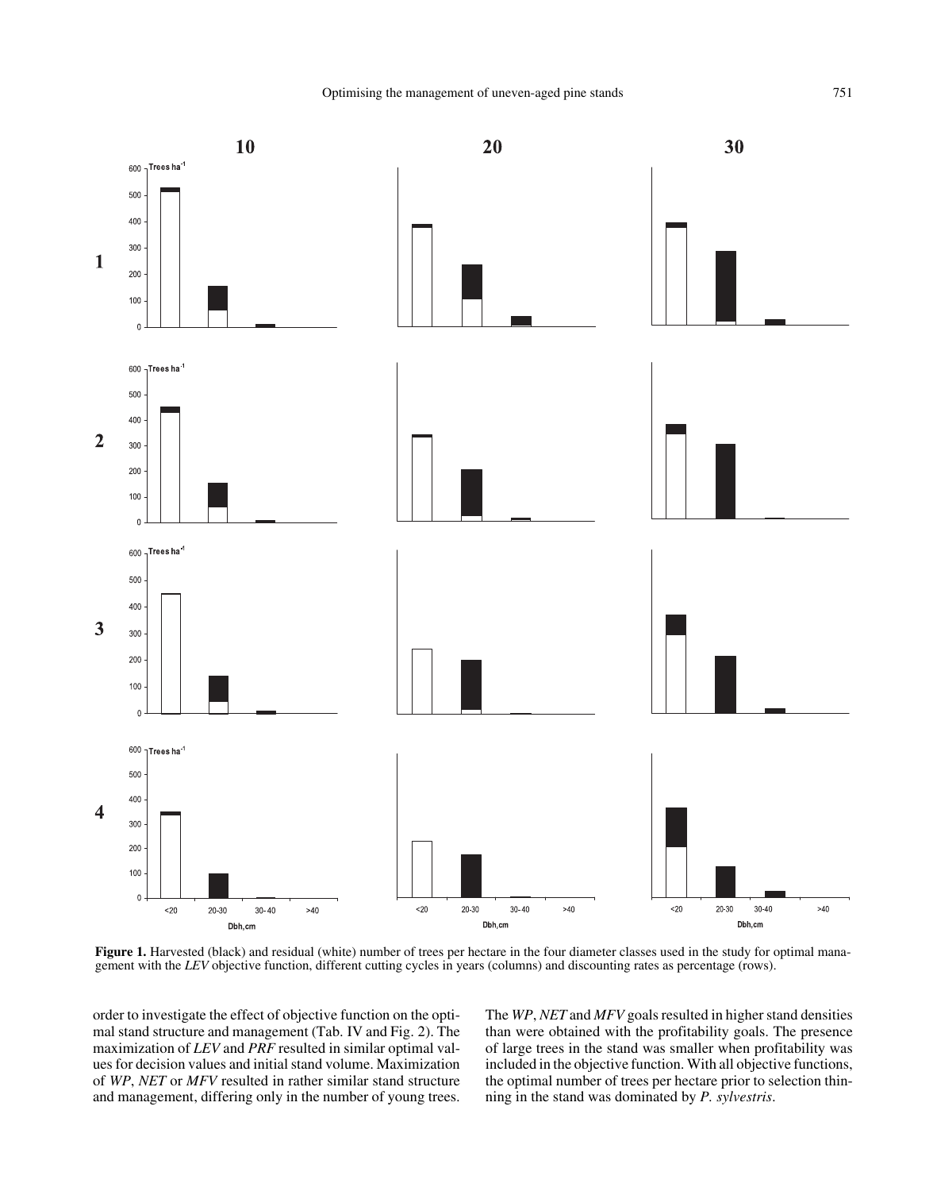**Figure 1.** Harvested (black) and residual (white) number of trees per hectare in the four diameter classes used in the study for optimal management with the *LEV* objective function, different cutting cycles in years (columns) and discounting rates as percentage (rows).

order to investigate the effect of objective function on the optimal stand structure and management (Tab. IV and Fig. 2). The maximization of *LEV* and *PRF* resulted in similar optimal values for decision values and initial stand volume. Maximization of *WP*, *NET* or *MFV* resulted in rather similar stand structure and management, differing only in the number of young trees. The *WP*, *NET* and *MFV* goals resulted in higher stand densities than were obtained with the profitability goals. The presence of large trees in the stand was smaller when profitability was included in the objective function. With all objective functions, the optimal number of trees per hectare prior to selection thinning in the stand was dominated by *P. sylvestris*.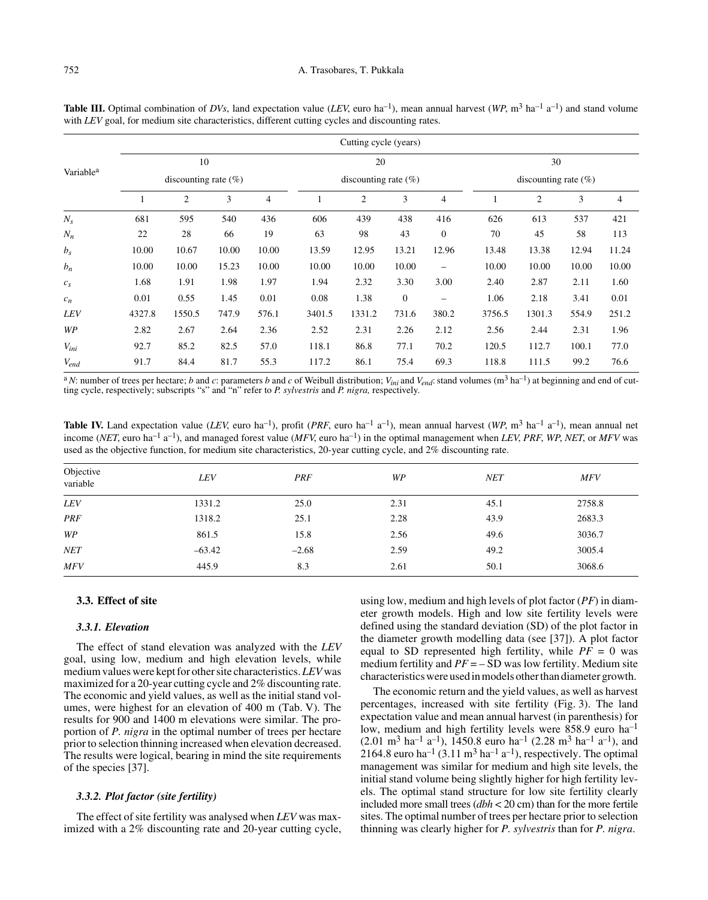**Table III.** Optimal combination of *DVs*, land expectation value (*LEV*, euro ha$^{-1}$), mean annual harvest (*WP*, m$^3$ ha$^{-1}$ a$^{-1}$) and stand volume with *LEV* goal, for medium site characteristics, different cutting cycles and discounting rates.

| Variable[a] | Cutting cycle (years) | | | | | | | | | | | |
|---|---|---|---|---|---|---|---|---|---|---|---|---|
| | 10 | | | | 20 | | | | 30 | | | |
| | discounting rate (%) | | | | discounting rate (%) | | | | discounting rate (%) | | | |
| | 1 | 2 | 3 | 4 | 1 | 2 | 3 | 4 | 1 | 2 | 3 | 4 |
| $N_s$ | 681 | 595 | 540 | 436 | 606 | 439 | 438 | 416 | 626 | 613 | 537 | 421 |
| $N_n$ | 22 | 28 | 66 | 19 | 63 | 98 | 43 | 0 | 70 | 45 | 58 | 113 |
| $b_s$ | 10.00 | 10.67 | 10.00 | 10.00 | 13.59 | 12.95 | 13.21 | 12.96 | 13.48 | 13.38 | 12.94 | 11.24 |
| $b_n$ | 10.00 | 10.00 | 15.23 | 10.00 | 10.00 | 10.00 | 10.00 | – | 10.00 | 10.00 | 10.00 | 10.00 |
| $c_s$ | 1.68 | 1.91 | 1.98 | 1.97 | 1.94 | 2.32 | 3.30 | 3.00 | 2.40 | 2.87 | 2.11 | 1.60 |
| $c_n$ | 0.01 | 0.55 | 1.45 | 0.01 | 0.08 | 1.38 | 0 | – | 1.06 | 2.18 | 3.41 | 0.01 |
| *LEV* | 4327.8 | 1550.5 | 747.9 | 576.1 | 3401.5 | 1331.2 | 731.6 | 380.2 | 3756.5 | 1301.3 | 554.9 | 251.2 |
| *WP* | 2.82 | 2.67 | 2.64 | 2.36 | 2.52 | 2.31 | 2.26 | 2.12 | 2.56 | 2.44 | 2.31 | 1.96 |
| $V_{ini}$ | 92.7 | 85.2 | 82.5 | 57.0 | 118.1 | 86.8 | 77.1 | 70.2 | 120.5 | 112.7 | 100.1 | 77.0 |
| $V_{end}$ | 91.7 | 84.4 | 81.7 | 55.3 | 117.2 | 86.1 | 75.4 | 69.3 | 118.8 | 111.5 | 99.2 | 76.6 |

[a] *N*: number of trees per hectare; *b* and *c*: parameters *b* and *c* of Weibull distribution; $V_{ini}$ and $V_{end}$: stand volumes (m$^3$ ha$^{-1}$) at beginning and end of cutting cycle, respectively; subscripts "s" and "n" refer to *P. sylvestris* and *P. nigra,* respectively.

**Table IV.** Land expectation value (*LEV*, euro ha$^{-1}$), profit (*PRF*, euro ha$^{-1}$ a$^{-1}$), mean annual harvest (*WP*, m$^3$ ha$^{-1}$ a$^{-1}$), mean annual net income (*NET*, euro ha$^{-1}$ a$^{-1}$), and managed forest value (*MFV*, euro ha$^{-1}$) in the optimal management when *LEV*, *PRF*, *WP*, *NET*, or *MFV* was used as the objective function, for medium site characteristics, 20-year cutting cycle, and 2% discounting rate.

| Objective variable | *LEV* | *PRF* | *WP* | *NET* | *MFV* |
|---|---|---|---|---|---|
| *LEV* | 1331.2 | 25.0 | 2.31 | 45.1 | 2758.8 |
| *PRF* | 1318.2 | 25.1 | 2.28 | 43.9 | 2683.3 |
| *WP* | 861.5 | 15.8 | 2.56 | 49.6 | 3036.7 |
| *NET* | –63.42 | –2.68 | 2.59 | 49.2 | 3005.4 |
| *MFV* | 445.9 | 8.3 | 2.61 | 50.1 | 3068.6 |

### 3.3. Effect of site

#### *3.3.1. Elevation*

The effect of stand elevation was analyzed with the *LEV* goal, using low, medium and high elevation levels, while medium values were kept for other site characteristics. *LEV* was maximized for a 20-year cutting cycle and 2% discounting rate. The economic and yield values, as well as the initial stand volumes, were highest for an elevation of 400 m (Tab. V). The results for 900 and 1400 m elevations were similar. The proportion of *P. nigra* in the optimal number of trees per hectare prior to selection thinning increased when elevation decreased. The results were logical, bearing in mind the site requirements of the species [37].

#### *3.3.2. Plot factor (site fertility)*

The effect of site fertility was analysed when *LEV* was maximized with a 2% discounting rate and 20-year cutting cycle, using low, medium and high levels of plot factor (*PF*) in diameter growth models. High and low site fertility levels were defined using the standard deviation (SD) of the plot factor in the diameter growth modelling data (see [37]). A plot factor equal to SD represented high fertility, while *PF* = 0 was medium fertility and *PF* = – SD was low fertility. Medium site characteristics were used in models other than diameter growth.

The economic return and the yield values, as well as harvest percentages, increased with site fertility (Fig. 3). The land expectation value and mean annual harvest (in parenthesis) for low, medium and high fertility levels were 858.9 euro ha$^{-1}$ (2.01 m$^3$ ha$^{-1}$ a$^{-1}$), 1450.8 euro ha$^{-1}$ (2.28 m$^3$ ha$^{-1}$ a$^{-1}$), and 2164.8 euro ha$^{-1}$ (3.11 m$^3$ ha$^{-1}$ a$^{-1}$), respectively. The optimal management was similar for medium and high site levels, the initial stand volume being slightly higher for high fertility levels. The optimal stand structure for low site fertility clearly included more small trees (*dbh* < 20 cm) than for the more fertile sites. The optimal number of trees per hectare prior to selection thinning was clearly higher for *P. sylvestris* than for *P. nigra*.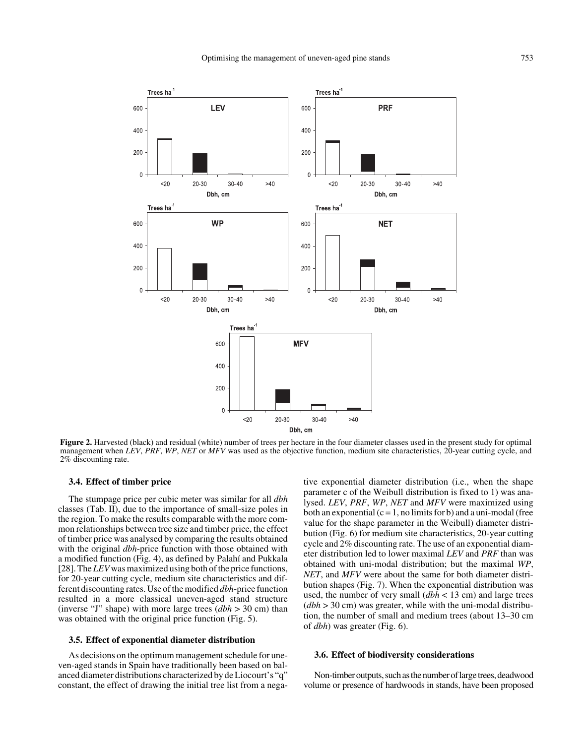**Figure 2.** Harvested (black) and residual (white) number of trees per hectare in the four diameter classes used in the present study for optimal management when *LEV*, *PRF*, *WP*, *NET* or *MFV* was used as the objective function, medium site characteristics, 20-year cutting cycle, and 2% discounting rate.

### 3.4. Effect of timber price

The stumpage price per cubic meter was similar for all *dbh* classes (Tab. II), due to the importance of small-size poles in the region. To make the results comparable with the more common relationships between tree size and timber price, the effect of timber price was analysed by comparing the results obtained with the original *dbh*-price function with those obtained with a modified function (Fig. 4), as defined by Palahí and Pukkala [28]. The *LEV* was maximized using both of the price functions, for 20-year cutting cycle, medium site characteristics and different discounting rates. Use of the modified *dbh*-price function resulted in a more classical uneven-aged stand structure (inverse "J" shape) with more large trees (*dbh* > 30 cm) than was obtained with the original price function (Fig. 5).

### 3.5. Effect of exponential diameter distribution

As decisions on the optimum management schedule for uneven-aged stands in Spain have traditionally been based on balanced diameter distributions characterized by de Liocourt's "q" constant, the effect of drawing the initial tree list from a negative exponential diameter distribution (i.e., when the shape parameter c of the Weibull distribution is fixed to 1) was analysed. *LEV*, *PRF*, *WP*, *NET* and *MFV* were maximized using both an exponential ($c = 1$, no limits for b) and a uni-modal (free value for the shape parameter in the Weibull) diameter distribution (Fig. 6) for medium site characteristics, 20-year cutting cycle and 2% discounting rate. The use of an exponential diameter distribution led to lower maximal *LEV* and *PRF* than was obtained with uni-modal distribution; but the maximal *WP*, *NET*, and *MFV* were about the same for both diameter distribution shapes (Fig. 7). When the exponential distribution was used, the number of very small (*dbh* < 13 cm) and large trees (*dbh* > 30 cm) was greater, while with the uni-modal distribution, the number of small and medium trees (about 13–30 cm of *dbh*) was greater (Fig. 6).

### 3.6. Effect of biodiversity considerations

Non-timber outputs, such as the number of large trees, deadwood volume or presence of hardwoods in stands, have been proposed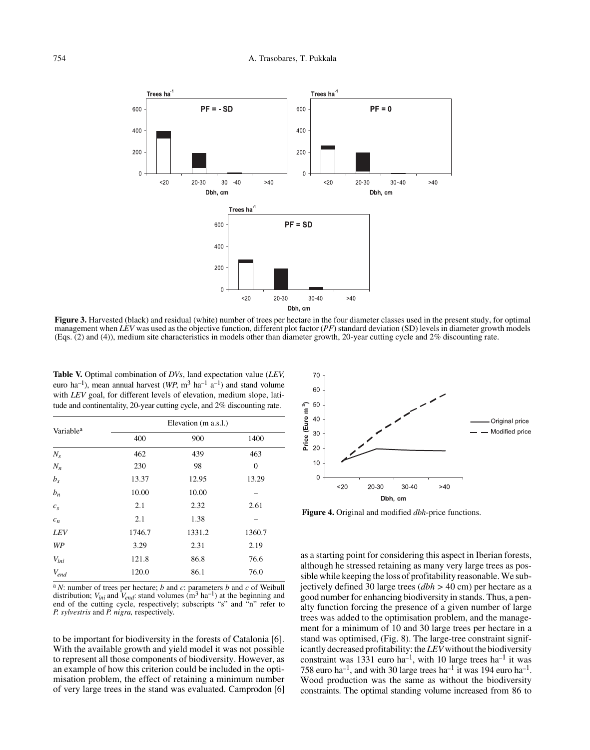**Figure 3.** Harvested (black) and residual (white) number of trees per hectare in the four diameter classes used in the present study, for optimal management when *LEV* was used as the objective function, different plot factor (*PF*) standard deviation (SD) levels in diameter growth models (Eqs. (2) and (4)), medium site characteristics in models other than diameter growth, 20-year cutting cycle and 2% discounting rate.

**Table V.** Optimal combination of *DVs*, land expectation value (*LEV*, euro ha$^{-1}$), mean annual harvest (*WP*, m$^3$ ha$^{-1}$ a$^{-1}$) and stand volume with *LEV* goal, for different levels of elevation, medium slope, latitude and continentality, 20-year cutting cycle, and 2% discounting rate.

| Variable[a] | Elevation (m a.s.l.) | | |
|---|---|---|---|
| | 400 | 900 | 1400 |
| $N_s$ | 462 | 439 | 463 |
| $N_n$ | 230 | 98 | 0 |
| $b_s$ | 13.37 | 12.95 | 13.29 |
| $b_n$ | 10.00 | 10.00 | – |
| $c_s$ | 2.1 | 2.32 | 2.61 |
| $c_n$ | 2.1 | 1.38 | – |
| *LEV* | 1746.7 | 1331.2 | 1360.7 |
| *WP* | 3.29 | 2.31 | 2.19 |
| $V_{ini}$ | 121.8 | 86.8 | 76.6 |
| $V_{end}$ | 120.0 | 86.1 | 76.0 |

[a] *N*: number of trees per hectare; *b* and *c*: parameters *b* and *c* of Weibull distribution; $V_{ini}$ and $V_{end}$: stand volumes (m$^3$ ha$^{-1}$) at the beginning and end of the cutting cycle, respectively; subscripts "s" and "n" refer to *P. sylvestris* and *P. nigra,* respectively.

**Figure 4.** Original and modified *dbh*-price functions.

to be important for biodiversity in the forests of Catalonia [6]. With the available growth and yield model it was not possible to represent all those components of biodiversity. However, as an example of how this criterion could be included in the optimisation problem, the effect of retaining a minimum number of very large trees in the stand was evaluated. Camprodon [6] as a starting point for considering this aspect in Iberian forests, although he stressed retaining as many very large trees as possible while keeping the loss of profitability reasonable. We subjectively defined 30 large trees (*dbh* > 40 cm) per hectare as a good number for enhancing biodiversity in stands. Thus, a penalty function forcing the presence of a given number of large trees was added to the optimisation problem, and the management for a minimum of 10 and 30 large trees per hectare in a stand was optimised, (Fig. 8). The large-tree constraint significantly decreased profitability: the *LEV* without the biodiversity constraint was 1331 euro ha$^{-1}$, with 10 large trees ha$^{-1}$ it was 758 euro ha$^{-1}$, and with 30 large trees ha$^{-1}$ it was 194 euro ha$^{-1}$. Wood production was the same as without the biodiversity constraints. The optimal standing volume increased from 86 to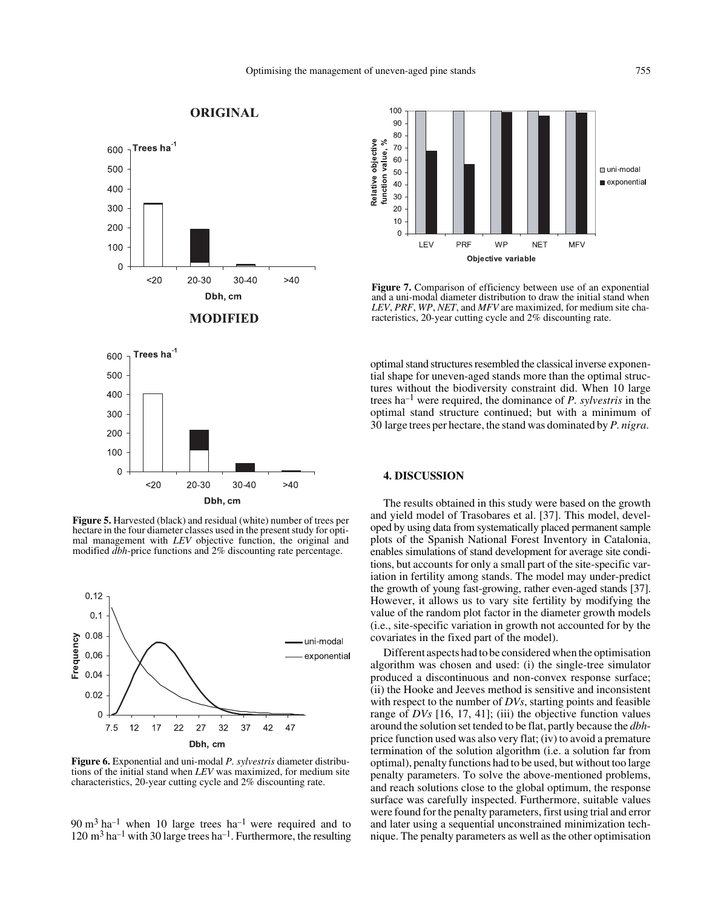**Figure 5.** Harvested (black) and residual (white) number of trees per hectare in the four diameter classes used in the present study for optimal management with *LEV* objective function, the original and modified *dbh*-price functions and 2% discounting rate percentage.

**Figure 6.** Exponential and uni-modal *P. sylvestris* diameter distributions of the initial stand when *LEV* was maximized, for medium site characteristics, 20-year cutting cycle and 2% discounting rate.

$90\ m^3\ ha^{-1}$ when 10 large trees $ha^{-1}$ were required and to $120\ m^3\ ha^{-1}$ with 30 large trees $ha^{-1}$. Furthermore, the resulting optimal stand structures resembled the classical inverse exponential shape for uneven-aged stands more than the optimal structures without the biodiversity constraint did. When 10 large trees $ha^{-1}$ were required, the dominance of *P. sylvestris* in the optimal stand structure continued; but with a minimum of 30 large trees per hectare, the stand was dominated by *P. nigra*.

**Figure 7.** Comparison of efficiency between use of an exponential and a uni-modal diameter distribution to draw the initial stand when *LEV*, *PRF*, *WP*, *NET*, and *MFV* are maximized, for medium site characteristics, 20-year cutting cycle and 2% discounting rate.

## 4. DISCUSSION

The results obtained in this study were based on the growth and yield model of Trasobares et al. [37]. This model, developed by using data from systematically placed permanent sample plots of the Spanish National Forest Inventory in Catalonia, enables simulations of stand development for average site conditions, but accounts for only a small part of the site-specific variation in fertility among stands. The model may under-predict the growth of young fast-growing, rather even-aged stands [37]. However, it allows us to vary site fertility by modifying the value of the random plot factor in the diameter growth models (i.e., site-specific variation in growth not accounted for by the covariates in the fixed part of the model).

Different aspects had to be considered when the optimisation algorithm was chosen and used: (i) the single-tree simulator produced a discontinuous and non-convex response surface; (ii) the Hooke and Jeeves method is sensitive and inconsistent with respect to the number of *DVs*, starting points and feasible range of *DVs* [16, 17, 41]; (iii) the objective function values around the solution set tended to be flat, partly because the *dbh*-price function used was also very flat; (iv) to avoid a premature termination of the solution algorithm (i.e. a solution far from optimal), penalty functions had to be used, but without too large penalty parameters. To solve the above-mentioned problems, and reach solutions close to the global optimum, the response surface was carefully inspected. Furthermore, suitable values were found for the penalty parameters, first using trial and error and later using a sequential unconstrained minimization technique. The penalty parameters as well as the other optimisation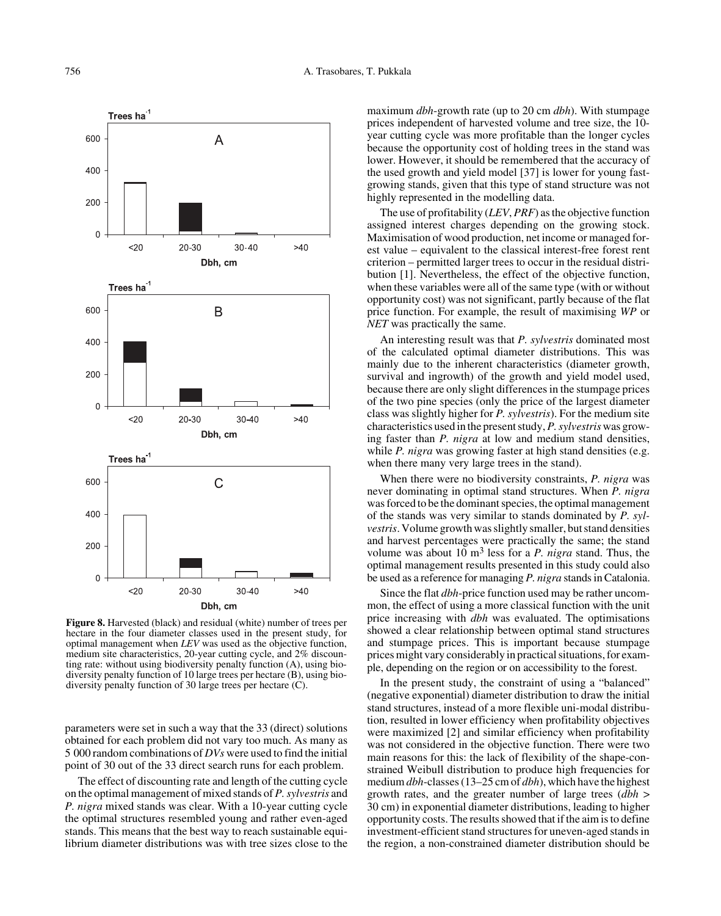**Figure 8.** Harvested (black) and residual (white) number of trees per hectare in the four diameter classes used in the present study, for optimal management when *LEV* was used as the objective function, medium site characteristics, 20-year cutting cycle, and 2% discounting rate: without using biodiversity penalty function (A), using biodiversity penalty function of 10 large trees per hectare (B), using biodiversity penalty function of 30 large trees per hectare (C).

parameters were set in such a way that the 33 (direct) solutions obtained for each problem did not vary too much. As many as 5 000 random combinations of *DVs* were used to find the initial point of 30 out of the 33 direct search runs for each problem.

The effect of discounting rate and length of the cutting cycle on the optimal management of mixed stands of *P. sylvestris* and *P. nigra* mixed stands was clear. With a 10-year cutting cycle the optimal structures resembled young and rather even-aged stands. This means that the best way to reach sustainable equilibrium diameter distributions was with tree sizes close to the maximum *dbh*-growth rate (up to 20 cm *dbh*). With stumpage prices independent of harvested volume and tree size, the 10-year cutting cycle was more profitable than the longer cycles because the opportunity cost of holding trees in the stand was lower. However, it should be remembered that the accuracy of the used growth and yield model [37] is lower for young fast-growing stands, given that this type of stand structure was not highly represented in the modelling data.

The use of profitability (*LEV*, *PRF*) as the objective function assigned interest charges depending on the growing stock. Maximisation of wood production, net income or managed forest value – equivalent to the classical interest-free forest rent criterion – permitted larger trees to occur in the residual distribution [1]. Nevertheless, the effect of the objective function, when these variables were all of the same type (with or without opportunity cost) was not significant, partly because of the flat price function. For example, the result of maximising *WP* or *NET* was practically the same.

An interesting result was that *P. sylvestris* dominated most of the calculated optimal diameter distributions. This was mainly due to the inherent characteristics (diameter growth, survival and ingrowth) of the growth and yield model used, because there are only slight differences in the stumpage prices of the two pine species (only the price of the largest diameter class was slightly higher for *P. sylvestris*). For the medium site characteristics used in the present study, *P. sylvestris* was growing faster than *P. nigra* at low and medium stand densities, while *P. nigra* was growing faster at high stand densities (e.g. when there many very large trees in the stand).

When there were no biodiversity constraints, *P. nigra* was never dominating in optimal stand structures. When *P. nigra* was forced to be the dominant species, the optimal management of the stands was very similar to stands dominated by *P. sylvestris*. Volume growth was slightly smaller, but stand densities and harvest percentages were practically the same; the stand volume was about 10 $m^3$ less for a *P. nigra* stand. Thus, the optimal management results presented in this study could also be used as a reference for managing *P. nigra* stands in Catalonia.

Since the flat *dbh*-price function used may be rather uncommon, the effect of using a more classical function with the unit price increasing with *dbh* was evaluated. The optimisations showed a clear relationship between optimal stand structures and stumpage prices. This is important because stumpage prices might vary considerably in practical situations, for example, depending on the region or on accessibility to the forest.

In the present study, the constraint of using a "balanced" (negative exponential) diameter distribution to draw the initial stand structures, instead of a more flexible uni-modal distribution, resulted in lower efficiency when profitability objectives were maximized [2] and similar efficiency when profitability was not considered in the objective function. There were two main reasons for this: the lack of flexibility of the shape-constrained Weibull distribution to produce high frequencies for medium *dbh*-classes (13–25 cm of *dbh*), which have the highest growth rates, and the greater number of large trees (*dbh* > 30 cm) in exponential diameter distributions, leading to higher opportunity costs. The results showed that if the aim is to define investment-efficient stand structures for uneven-aged stands in the region, a non-constrained diameter distribution should be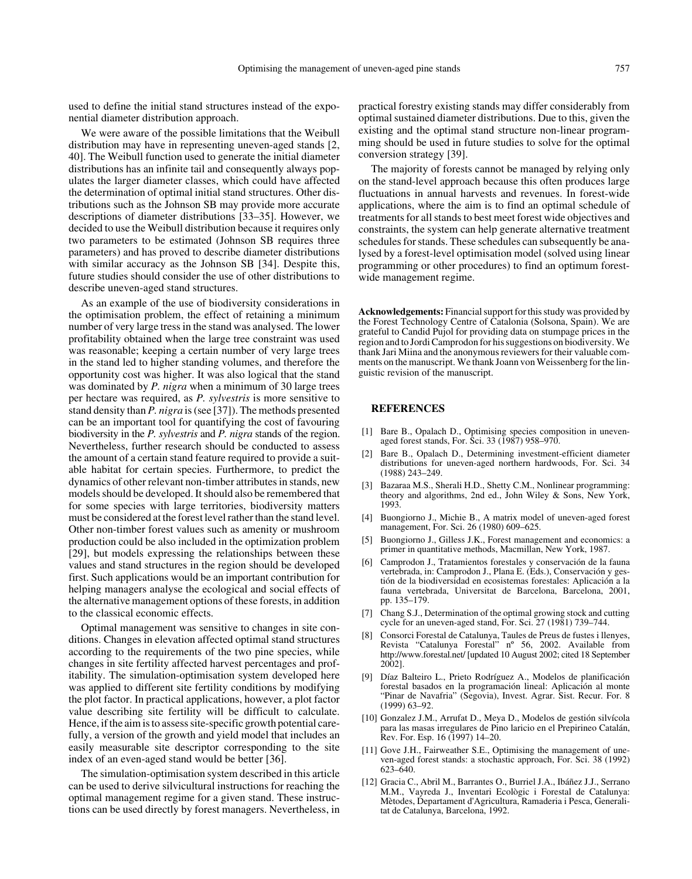used to define the initial stand structures instead of the exponential diameter distribution approach.

We were aware of the possible limitations that the Weibull distribution may have in representing uneven-aged stands [2, 40]. The Weibull function used to generate the initial diameter distributions has an infinite tail and consequently always populates the larger diameter classes, which could have affected the determination of optimal initial stand structures. Other distributions such as the Johnson SB may provide more accurate descriptions of diameter distributions [33–35]. However, we decided to use the Weibull distribution because it requires only two parameters to be estimated (Johnson SB requires three parameters) and has proved to describe diameter distributions with similar accuracy as the Johnson SB [34]. Despite this, future studies should consider the use of other distributions to describe uneven-aged stand structures.

As an example of the use of biodiversity considerations in the optimisation problem, the effect of retaining a minimum number of very large tress in the stand was analysed. The lower profitability obtained when the large tree constraint was used was reasonable; keeping a certain number of very large trees in the stand led to higher standing volumes, and therefore the opportunity cost was higher. It was also logical that the stand was dominated by *P. nigra* when a minimum of 30 large trees per hectare was required, as *P. sylvestris* is more sensitive to stand density than *P. nigra* is (see [37]). The methods presented can be an important tool for quantifying the cost of favouring biodiversity in the *P. sylvestris* and *P. nigra* stands of the region. Nevertheless, further research should be conducted to assess the amount of a certain stand feature required to provide a suitable habitat for certain species. Furthermore, to predict the dynamics of other relevant non-timber attributes in stands, new models should be developed. It should also be remembered that for some species with large territories, biodiversity matters must be considered at the forest level rather than the stand level. Other non-timber forest values such as amenity or mushroom production could be also included in the optimization problem [29], but models expressing the relationships between these values and stand structures in the region should be developed first. Such applications would be an important contribution for helping managers analyse the ecological and social effects of the alternative management options of these forests, in addition to the classical economic effects.

Optimal management was sensitive to changes in site conditions. Changes in elevation affected optimal stand structures according to the requirements of the two pine species, while changes in site fertility affected harvest percentages and profitability. The simulation-optimisation system developed here was applied to different site fertility conditions by modifying the plot factor. In practical applications, however, a plot factor value describing site fertility will be difficult to calculate. Hence, if the aim is to assess site-specific growth potential carefully, a version of the growth and yield model that includes an easily measurable site descriptor corresponding to the site index of an even-aged stand would be better [36].

The simulation-optimisation system described in this article can be used to derive silvicultural instructions for reaching the optimal management regime for a given stand. These instructions can be used directly by forest managers. Nevertheless, in practical forestry existing stands may differ considerably from optimal sustained diameter distributions. Due to this, given the existing and the optimal stand structure non-linear programming should be used in future studies to solve for the optimal conversion strategy [39].

The majority of forests cannot be managed by relying only on the stand-level approach because this often produces large fluctuations in annual harvests and revenues. In forest-wide applications, where the aim is to find an optimal schedule of treatments for all stands to best meet forest wide objectives and constraints, the system can help generate alternative treatment schedules for stands. These schedules can subsequently be analysed by a forest-level optimisation model (solved using linear programming or other procedures) to find an optimum forest-wide management regime.

**Acknowledgements:** Financial support for this study was provided by the Forest Technology Centre of Catalonia (Solsona, Spain). We are grateful to Candid Pujol for providing data on stumpage prices in the region and to Jordi Camprodon for his suggestions on biodiversity. We thank Jari Miina and the anonymous reviewers for their valuable comments on the manuscript. We thank Joann von Weissenberg for the linguistic revision of the manuscript.

## REFERENCES

[1] Bare B., Opalach D., Optimising species composition in uneven-aged forest stands, For. Sci. 33 (1987) 958–970.

[2] Bare B., Opalach D., Determining investment-efficient diameter distributions for uneven-aged northern hardwoods, For. Sci. 34 (1988) 243–249.

[3] Bazaraa M.S., Sherali H.D., Shetty C.M., Nonlinear programming: theory and algorithms, 2nd ed., John Wiley & Sons, New York, 1993.

[4] Buongiorno J., Michie B., A matrix model of uneven-aged forest management, For. Sci. 26 (1980) 609–625.

[5] Buongiorno J., Gilless J.K., Forest management and economics: a primer in quantitative methods, Macmillan, New York, 1987.

[6] Camprodon J., Tratamientos forestales y conservación de la fauna vertebrada, in: Camprodon J., Plana E. (Eds.), Conservación y gestión de la biodiversidad en ecosistemas forestales: Aplicación a la fauna vertebrada, Universitat de Barcelona, Barcelona, 2001, pp. 135–179.

[7] Chang S.J., Determination of the optimal growing stock and cutting cycle for an uneven-aged stand, For. Sci. 27 (1981) 739–744.

[8] Consorci Forestal de Catalunya, Taules de Preus de fustes i llenyes, Revista "Catalunya Forestal" nº 56, 2002. Available from http://www.forestal.net/ [updated 10 August 2002; cited 18 September 2002].

[9] Díaz Balteiro L., Prieto Rodríguez A., Modelos de planificación forestal basados en la programación lineal: Aplicación al monte "Pinar de Navafria" (Segovia), Invest. Agrar. Sist. Recur. For. 8 (1999) 63–92.

[10] Gonzalez J.M., Arrufat D., Meya D., Modelos de gestión silvícola para las masas irregulares de Pino laricio en el Prepirineo Catalán, Rev. For. Esp. 16 (1997) 14–20.

[11] Gove J.H., Fairweather S.E., Optimising the management of uneven-aged forest stands: a stochastic approach, For. Sci. 38 (1992) 623–640.

[12] Gracia C., Abril M., Barrantes O., Burriel J.A., Ibáñez J.J., Serrano M.M., Vayreda J., Inventari Ecològic i Forestal de Catalunya: Mètodes, Departament d'Agricultura, Ramaderia i Pesca, Generalitat de Catalunya, Barcelona, 1992.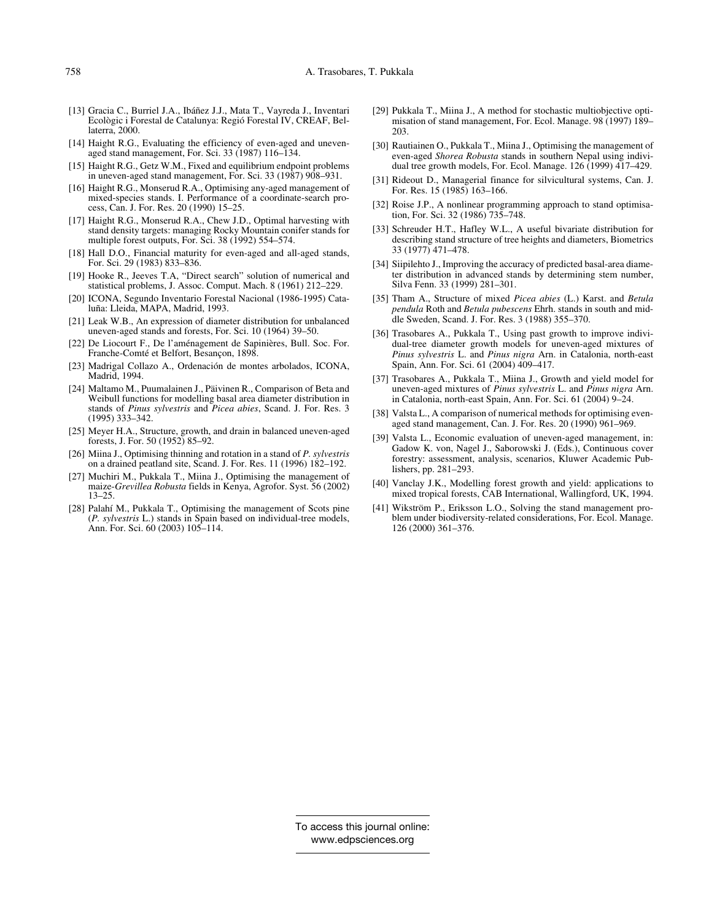[13] Gracia C., Burriel J.A., Ibáñez J.J., Mata T., Vayreda J., Inventari Ecològic i Forestal de Catalunya: Regió Forestal IV, CREAF, Bellaterra, 2000.

[14] Haight R.G., Evaluating the efficiency of even-aged and uneven-aged stand management, For. Sci. 33 (1987) 116–134.

[15] Haight R.G., Getz W.M., Fixed and equilibrium endpoint problems in uneven-aged stand management, For. Sci. 33 (1987) 908–931.

[16] Haight R.G., Monserud R.A., Optimising any-aged management of mixed-species stands. I. Performance of a coordinate-search process, Can. J. For. Res. 20 (1990) 15–25.

[17] Haight R.G., Monserud R.A., Chew J.D., Optimal harvesting with stand density targets: managing Rocky Mountain conifer stands for multiple forest outputs, For. Sci. 38 (1992) 554–574.

[18] Hall D.O., Financial maturity for even-aged and all-aged stands, For. Sci. 29 (1983) 833–836.

[19] Hooke R., Jeeves T.A, "Direct search" solution of numerical and statistical problems, J. Assoc. Comput. Mach. 8 (1961) 212–229.

[20] ICONA, Segundo Inventario Forestal Nacional (1986-1995) Cataluña: Lleida, MAPA, Madrid, 1993.

[21] Leak W.B., An expression of diameter distribution for unbalanced uneven-aged stands and forests, For. Sci. 10 (1964) 39–50.

[22] De Liocourt F., De l'aménagement de Sapinières, Bull. Soc. For. Franche-Comté et Belfort, Besançon, 1898.

[23] Madrigal Collazo A., Ordenación de montes arbolados, ICONA, Madrid, 1994.

[24] Maltamo M., Puumalainen J., Päivinen R., Comparison of Beta and Weibull functions for modelling basal area diameter distribution in stands of *Pinus sylvestris* and *Picea abies*, Scand. J. For. Res. 3 (1995) 333–342.

[25] Meyer H.A., Structure, growth, and drain in balanced uneven-aged forests, J. For. 50 (1952) 85–92.

[26] Miina J., Optimising thinning and rotation in a stand of *P. sylvestris* on a drained peatland site, Scand. J. For. Res. 11 (1996) 182–192.

[27] Muchiri M., Pukkala T., Miina J., Optimising the management of maize-*Grevillea Robusta* fields in Kenya, Agrofor. Syst. 56 (2002) 13–25.

[28] Palahí M., Pukkala T., Optimising the management of Scots pine (*P. sylvestris* L.) stands in Spain based on individual-tree models, Ann. For. Sci. 60 (2003) 105–114.

[29] Pukkala T., Miina J., A method for stochastic multiobjective optimisation of stand management, For. Ecol. Manage. 98 (1997) 189–203.

[30] Rautiainen O., Pukkala T., Miina J., Optimising the management of even-aged *Shorea Robusta* stands in southern Nepal using individual tree growth models, For. Ecol. Manage. 126 (1999) 417–429.

[31] Rideout D., Managerial finance for silvicultural systems, Can. J. For. Res. 15 (1985) 163–166.

[32] Roise J.P., A nonlinear programming approach to stand optimisation, For. Sci. 32 (1986) 735–748.

[33] Schreuder H.T., Hafley W.L., A useful bivariate distribution for describing stand structure of tree heights and diameters, Biometrics 33 (1977) 471–478.

[34] Siipilehto J., Improving the accuracy of predicted basal-area diameter distribution in advanced stands by determining stem number, Silva Fenn. 33 (1999) 281–301.

[35] Tham A., Structure of mixed *Picea abies* (L.) Karst. and *Betula pendula* Roth and *Betula pubescens* Ehrh. stands in south and middle Sweden, Scand. J. For. Res. 3 (1988) 355–370.

[36] Trasobares A., Pukkala T., Using past growth to improve individual-tree diameter growth models for uneven-aged mixtures of *Pinus sylvestris* L. and *Pinus nigra* Arn. in Catalonia, north-east Spain, Ann. For. Sci. 61 (2004) 409–417.

[37] Trasobares A., Pukkala T., Miina J., Growth and yield model for uneven-aged mixtures of *Pinus sylvestris* L. and *Pinus nigra* Arn. in Catalonia, north-east Spain, Ann. For. Sci. 61 (2004) 9–24.

[38] Valsta L., A comparison of numerical methods for optimising even-aged stand management, Can. J. For. Res. 20 (1990) 961–969.

[39] Valsta L., Economic evaluation of uneven-aged management, in: Gadow K. von, Nagel J., Saborowski J. (Eds.), Continuous cover forestry: assessment, analysis, scenarios, Kluwer Academic Publishers, pp. 281–293.

[40] Vanclay J.K., Modelling forest growth and yield: applications to mixed tropical forests, CAB International, Wallingford, UK, 1994.

[41] Wikström P., Eriksson L.O., Solving the stand management problem under biodiversity-related considerations, For. Ecol. Manage. 126 (2000) 361–376.

To access this journal online:
www.edpsciences.org